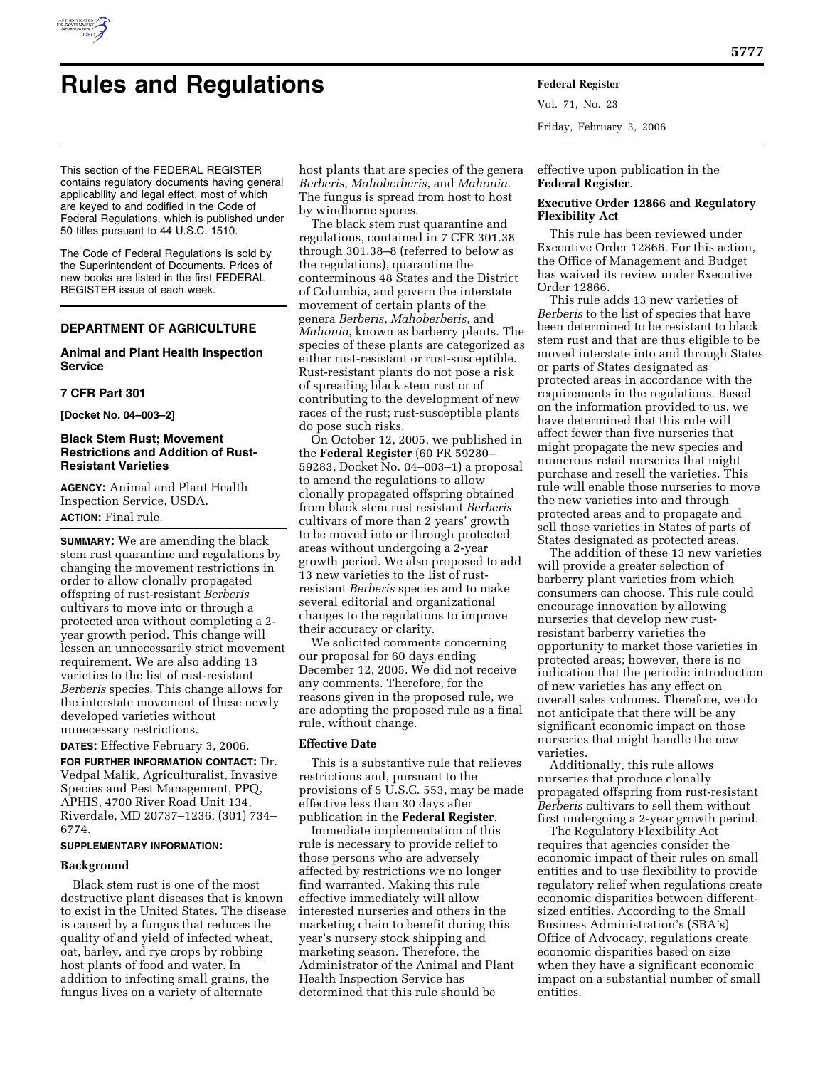# Rules and Regulations

This section of the FEDERAL REGISTER contains regulatory documents having general applicability and legal effect, most of which are keyed to and codified in the Code of Federal Regulations, which is published under 50 titles pursuant to 44 U.S.C. 1510.

The Code of Federal Regulations is sold by the Superintendent of Documents. Prices of new books are listed in the first FEDERAL REGISTER issue of each week.

## DEPARTMENT OF AGRICULTURE

### Animal and Plant Health Inspection Service

### 7 CFR Part 301

**[Docket No. 04–003–2]**

### Black Stem Rust; Movement Restrictions and Addition of Rust-Resistant Varieties

**AGENCY:** Animal and Plant Health Inspection Service, USDA.

**ACTION:** Final rule.

**SUMMARY:** We are amending the black stem rust quarantine and regulations by changing the movement restrictions in order to allow clonally propagated offspring of rust-resistant *Berberis* cultivars to move into or through a protected area without completing a 2-year growth period. This change will lessen an unnecessarily strict movement requirement. We are also adding 13 varieties to the list of rust-resistant *Berberis* species. This change allows for the interstate movement of these newly developed varieties without unnecessary restrictions.

**DATES:** Effective February 3, 2006.

**FOR FURTHER INFORMATION CONTACT:** Dr. Vedpal Malik, Agriculturalist, Invasive Species and Pest Management, PPQ, APHIS, 4700 River Road Unit 134, Riverdale, MD 20737–1236; (301) 734–6774.

**SUPPLEMENTARY INFORMATION:**

#### Background

Black stem rust is one of the most destructive plant diseases that is known to exist in the United States. The disease is caused by a fungus that reduces the quality of and yield of infected wheat, oat, barley, and rye crops by robbing host plants of food and water. In addition to infecting small grains, the fungus lives on a variety of alternate host plants that are species of the genera *Berberis*, *Mahoberberis*, and *Mahonia*. The fungus is spread from host to host by windborne spores.

The black stem rust quarantine and regulations, contained in 7 CFR 301.38 through 301.38–8 (referred to below as the regulations), quarantine the conterminous 48 States and the District of Columbia, and govern the interstate movement of certain plants of the genera *Berberis*, *Mahoberberis*, and *Mahonia*, known as barberry plants. The species of these plants are categorized as either rust-resistant or rust-susceptible. Rust-resistant plants do not pose a risk of spreading black stem rust or of contributing to the development of new races of the rust; rust-susceptible plants do pose such risks.

On October 12, 2005, we published in the **Federal Register** (60 FR 59280–59283, Docket No. 04–003–1) a proposal to amend the regulations to allow clonally propagated offspring obtained from black stem rust resistant *Berberis* cultivars of more than 2 years' growth to be moved into or through protected areas without undergoing a 2-year growth period. We also proposed to add 13 new varieties to the list of rust-resistant *Berberis* species and to make several editorial and organizational changes to the regulations to improve their accuracy or clarity.

We solicited comments concerning our proposal for 60 days ending December 12, 2005. We did not receive any comments. Therefore, for the reasons given in the proposed rule, we are adopting the proposed rule as a final rule, without change.

#### Effective Date

This is a substantive rule that relieves restrictions and, pursuant to the provisions of 5 U.S.C. 553, may be made effective less than 30 days after publication in the **Federal Register**.

Immediate implementation of this rule is necessary to provide relief to those persons who are adversely affected by restrictions we no longer find warranted. Making this rule effective immediately will allow interested nurseries and others in the marketing chain to benefit during this year's nursery stock shipping and marketing season. Therefore, the Administrator of the Animal and Plant Health Inspection Service has determined that this rule should be effective upon publication in the **Federal Register**.

#### Executive Order 12866 and Regulatory Flexibility Act

This rule has been reviewed under Executive Order 12866. For this action, the Office of Management and Budget has waived its review under Executive Order 12866.

This rule adds 13 new varieties of *Berberis* to the list of species that have been determined to be resistant to black stem rust and that are thus eligible to be moved interstate into and through States or parts of States designated as protected areas in accordance with the requirements in the regulations. Based on the information provided to us, we have determined that this rule will affect fewer than five nurseries that might propagate the new species and numerous retail nurseries that might purchase and resell the varieties. This rule will enable those nurseries to move the new varieties into and through protected areas and to propagate and sell those varieties in States of parts of States designated as protected areas.

The addition of these 13 new varieties will provide a greater selection of barberry plant varieties from which consumers can choose. This rule could encourage innovation by allowing nurseries that develop new rust-resistant barberry varieties the opportunity to market those varieties in protected areas; however, there is no indication that the periodic introduction of new varieties has any effect on overall sales volumes. Therefore, we do not anticipate that there will be any significant economic impact on those nurseries that might handle the new varieties.

Additionally, this rule allows nurseries that produce clonally propagated offspring from rust-resistant *Berberis* cultivars to sell them without first undergoing a 2-year growth period.

The Regulatory Flexibility Act requires that agencies consider the economic impact of their rules on small entities and to use flexibility to provide regulatory relief when regulations create economic disparities between different-sized entities. According to the Small Business Administration's (SBA's) Office of Advocacy, regulations create economic disparities based on size when they have a significant economic impact on a substantial number of small entities.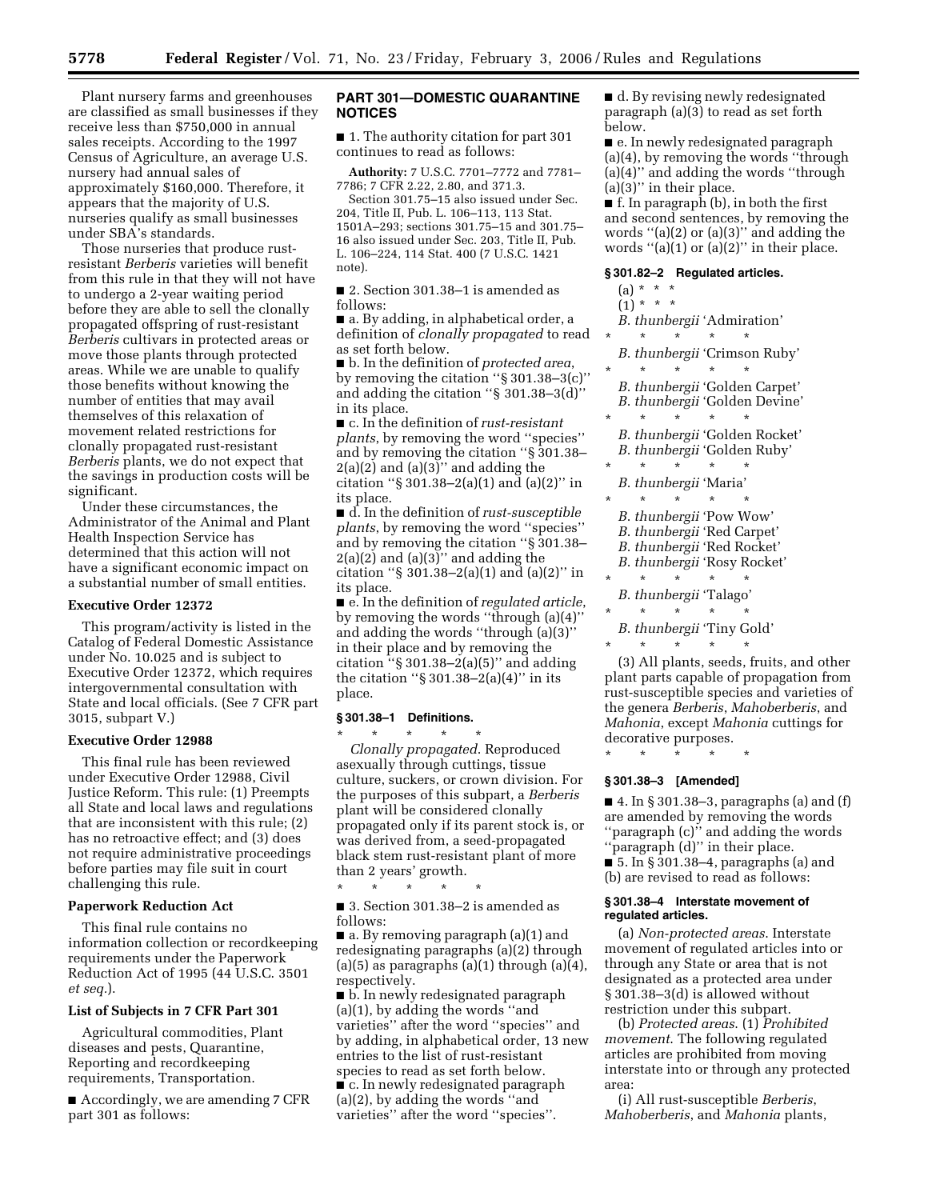Plant nursery farms and greenhouses are classified as small businesses if they receive less than $750,000 in annual sales receipts. According to the 1997 Census of Agriculture, an average U.S. nursery had annual sales of approximately $160,000. Therefore, it appears that the majority of U.S. nurseries qualify as small businesses under SBA's standards.

Those nurseries that produce rust-resistant *Berberis* varieties will benefit from this rule in that they will not have to undergo a 2-year waiting period before they are able to sell the clonally propagated offspring of rust-resistant *Berberis* cultivars in protected areas or move those plants through protected areas. While we are unable to qualify those benefits without knowing the number of entities that may avail themselves of this relaxation of movement related restrictions for clonally propagated rust-resistant *Berberis* plants, we do not expect that the savings in production costs will be significant.

Under these circumstances, the Administrator of the Animal and Plant Health Inspection Service has determined that this action will not have a significant economic impact on a substantial number of small entities.

**Executive Order 12372**

This program/activity is listed in the Catalog of Federal Domestic Assistance under No. 10.025 and is subject to Executive Order 12372, which requires intergovernmental consultation with State and local officials. (See 7 CFR part 3015, subpart V.)

**Executive Order 12988**

This final rule has been reviewed under Executive Order 12988, Civil Justice Reform. This rule: (1) Preempts all State and local laws and regulations that are inconsistent with this rule; (2) has no retroactive effect; and (3) does not require administrative proceedings before parties may file suit in court challenging this rule.

**Paperwork Reduction Act**

This final rule contains no information collection or recordkeeping requirements under the Paperwork Reduction Act of 1995 (44 U.S.C. 3501 *et seq.*).

**List of Subjects in 7 CFR Part 301**

Agricultural commodities, Plant diseases and pests, Quarantine, Reporting and recordkeeping requirements, Transportation.

■ Accordingly, we are amending 7 CFR part 301 as follows:

**PART 301—DOMESTIC QUARANTINE NOTICES**

■ 1. The authority citation for part 301 continues to read as follows:

**Authority:** 7 U.S.C. 7701–7772 and 7781–7786; 7 CFR 2.22, 2.80, and 371.3.

Section 301.75–15 also issued under Sec. 204, Title II, Pub. L. 106–113, 113 Stat. 1501A–293; sections 301.75–15 and 301.75–16 also issued under Sec. 203, Title II, Pub. L. 106–224, 114 Stat. 400 (7 U.S.C. 1421 note).

■ 2. Section 301.38–1 is amended as follows:

■ a. By adding, in alphabetical order, a definition of *clonally propagated* to read as set forth below.

■ b. In the definition of *protected area*, by removing the citation "§ 301.38–3(c)" and adding the citation "§ 301.38–3(d)" in its place.

■ c. In the definition of *rust-resistant plants*, by removing the word "species" and by removing the citation "§ 301.38–2(a)(2) and (a)(3)" and adding the citation "§ 301.38–2(a)(1) and (a)(2)" in its place.

■ d. In the definition of *rust-susceptible plants*, by removing the word "species" and by removing the citation "§ 301.38–2(a)(2) and (a)(3)" and adding the citation "§ 301.38–2(a)(1) and (a)(2)" in its place.

■ e. In the definition of *regulated article*, by removing the words "through (a)(4)" and adding the words "through (a)(3)" in their place and by removing the citation "§ 301.38–2(a)(5)" and adding the citation "§ 301.38–2(a)(4)" in its place.

**§ 301.38–1 Definitions.**

\* \* \* \* \*

*Clonally propagated*. Reproduced asexually through cuttings, tissue culture, suckers, or crown division. For the purposes of this subpart, a *Berberis* plant will be considered clonally propagated only if its parent stock is, or was derived from, a seed-propagated black stem rust-resistant plant of more than 2 years' growth.

\* \* \* \* \*

■ 3. Section 301.38–2 is amended as follows:

■ a. By removing paragraph (a)(1) and redesignating paragraphs (a)(2) through (a)(5) as paragraphs (a)(1) through (a)(4), respectively.

■ b. In newly redesignated paragraph (a)(1), by adding the words "and varieties" after the word "species" and by adding, in alphabetical order, 13 new entries to the list of rust-resistant species to read as set forth below.

■ c. In newly redesignated paragraph (a)(2), by adding the words "and varieties" after the word "species".

■ d. By revising newly redesignated paragraph (a)(3) to read as set forth below.

■ e. In newly redesignated paragraph (a)(4), by removing the words "through (a)(4)" and adding the words "through (a)(3)" in their place.

■ f. In paragraph (b), in both the first and second sentences, by removing the words "(a)(2) or (a)(3)" and adding the words "(a)(1) or (a)(2)" in their place.

**§ 301.82–2 Regulated articles.**

(a) \* \* \*

(1) \* \* \*

*B. thunbergii* 'Admiration'

\* \* \* \* \*

*B. thunbergii* 'Crimson Ruby'

\* \* \* \* \*

*B. thunbergii* 'Golden Carpet'

*B. thunbergii* 'Golden Devine'

\* \* \* \* \*

*B. thunbergii* 'Golden Rocket'

*B. thunbergii* 'Golden Ruby'

\* \* \* \* \*

*B. thunbergii* 'Maria'

\* \* \* \* \*

*B. thunbergii* 'Pow Wow'

*B. thunbergii* 'Red Carpet'

*B. thunbergii* 'Red Rocket'

*B. thunbergii* 'Rosy Rocket'

\* \* \* \* \*

*B. thunbergii* 'Talago'

\* \* \* \* \*

*B. thunbergii* 'Tiny Gold'

\* \* \* \* \*

(3) All plants, seeds, fruits, and other plant parts capable of propagation from rust-susceptible species and varieties of the genera *Berberis*, *Mahoberberis*, and *Mahonia*, except *Mahonia* cuttings for decorative purposes.

\* \* \* \* \*

**§ 301.38–3 [Amended]**

■ 4. In § 301.38–3, paragraphs (a) and (f) are amended by removing the words "paragraph (c)" and adding the words "paragraph (d)" in their place.

■ 5. In § 301.38–4, paragraphs (a) and (b) are revised to read as follows:

**§ 301.38–4 Interstate movement of regulated articles.**

(a) *Non-protected areas*. Interstate movement of regulated articles into or through any State or area that is not designated as a protected area under § 301.38–3(d) is allowed without restriction under this subpart.

(b) *Protected areas*. (1) *Prohibited movement*. The following regulated articles are prohibited from moving interstate into or through any protected area:

(i) All rust-susceptible *Berberis*, *Mahoberberis*, and *Mahonia* plants,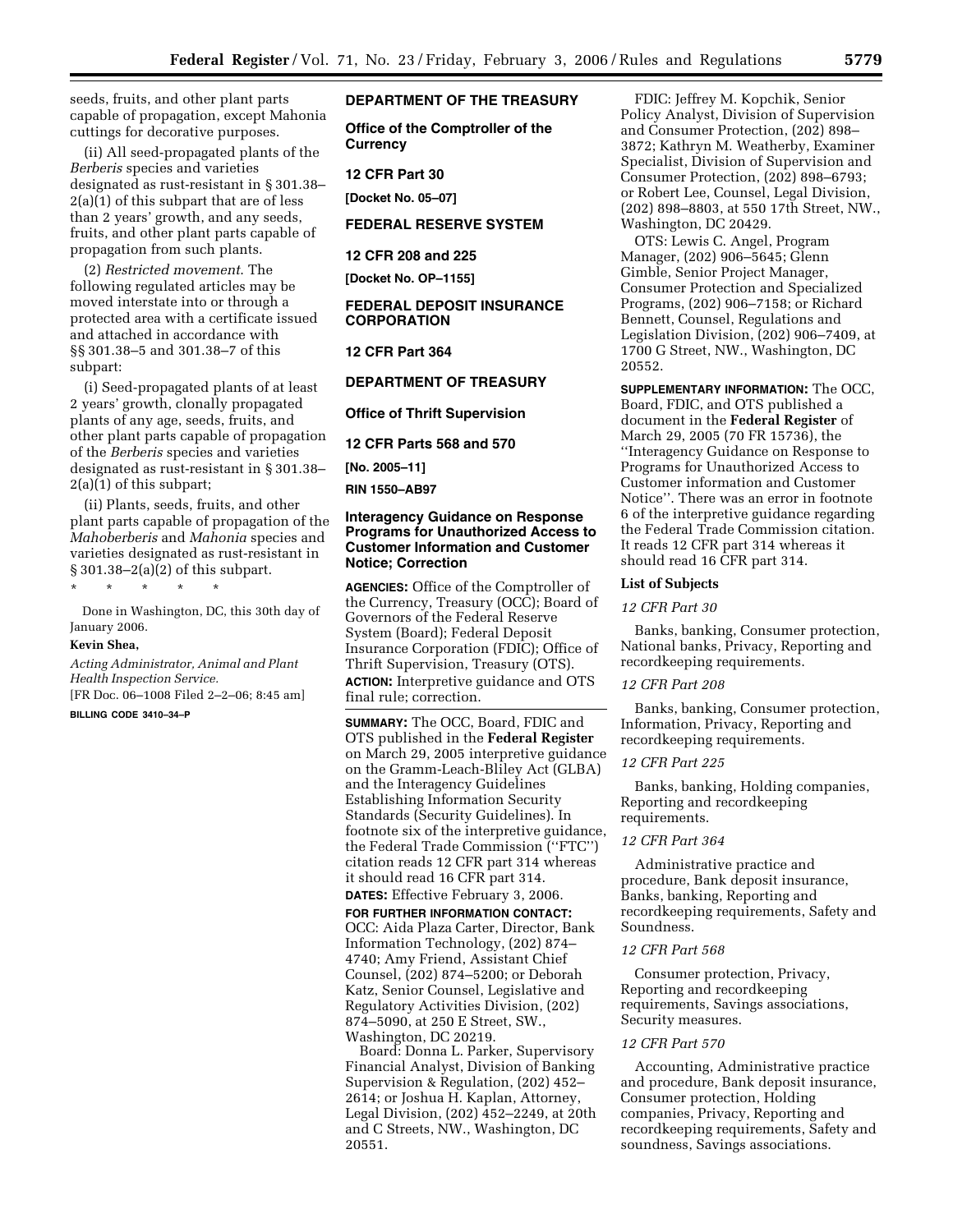seeds, fruits, and other plant parts capable of propagation, except Mahonia cuttings for decorative purposes.

(ii) All seed-propagated plants of the *Berberis* species and varieties designated as rust-resistant in § 301.38–2(a)(1) of this subpart that are of less than 2 years' growth, and any seeds, fruits, and other plant parts capable of propagation from such plants.

(2) *Restricted movement*. The following regulated articles may be moved interstate into or through a protected area with a certificate issued and attached in accordance with §§ 301.38–5 and 301.38–7 of this subpart:

(i) Seed-propagated plants of at least 2 years' growth, clonally propagated plants of any age, seeds, fruits, and other plant parts capable of propagation of the *Berberis* species and varieties designated as rust-resistant in § 301.38–2(a)(1) of this subpart;

(ii) Plants, seeds, fruits, and other plant parts capable of propagation of the *Mahoberberis* and *Mahonia* species and varieties designated as rust-resistant in § 301.38–2(a)(2) of this subpart.

\* \* \* \* \*

Done in Washington, DC, this 30th day of January 2006.

**Kevin Shea,**

*Acting Administrator, Animal and Plant Health Inspection Service.*

[FR Doc. 06–1008 Filed 2–2–06; 8:45 am]

**BILLING CODE 3410–34–P**

## DEPARTMENT OF THE TREASURY

### Office of the Comptroller of the Currency

### 12 CFR Part 30

**[Docket No. 05–07]**

## FEDERAL RESERVE SYSTEM

### 12 CFR 208 and 225

**[Docket No. OP–1155]**

## FEDERAL DEPOSIT INSURANCE CORPORATION

### 12 CFR Part 364

## DEPARTMENT OF TREASURY

### Office of Thrift Supervision

### 12 CFR Parts 568 and 570

**[No. 2005–11]**

**RIN 1550–AB97**

## Interagency Guidance on Response Programs for Unauthorized Access to Customer Information and Customer Notice; Correction

**AGENCIES:** Office of the Comptroller of the Currency, Treasury (OCC); Board of Governors of the Federal Reserve System (Board); Federal Deposit Insurance Corporation (FDIC); Office of Thrift Supervision, Treasury (OTS).

**ACTION:** Interpretive guidance and OTS final rule; correction.

**SUMMARY:** The OCC, Board, FDIC and OTS published in the **Federal Register** on March 29, 2005 interpretive guidance on the Gramm-Leach-Bliley Act (GLBA) and the Interagency Guidelines Establishing Information Security Standards (Security Guidelines). In footnote six of the interpretive guidance, the Federal Trade Commission (''FTC'') citation reads 12 CFR part 314 whereas it should read 16 CFR part 314.

**DATES:** Effective February 3, 2006.

**FOR FURTHER INFORMATION CONTACT:** OCC: Aida Plaza Carter, Director, Bank Information Technology, (202) 874–4740; Amy Friend, Assistant Chief Counsel, (202) 874–5200; or Deborah Katz, Senior Counsel, Legislative and Regulatory Activities Division, (202) 874–5090, at 250 E Street, SW., Washington, DC 20219.

Board: Donna L. Parker, Supervisory Financial Analyst, Division of Banking Supervision & Regulation, (202) 452–2614; or Joshua H. Kaplan, Attorney, Legal Division, (202) 452–2249, at 20th and C Streets, NW., Washington, DC 20551.

FDIC: Jeffrey M. Kopchik, Senior Policy Analyst, Division of Supervision and Consumer Protection, (202) 898–3872; Kathryn M. Weatherby, Examiner Specialist, Division of Supervision and Consumer Protection, (202) 898–6793; or Robert Lee, Counsel, Legal Division, (202) 898–8803, at 550 17th Street, NW., Washington, DC 20429.

OTS: Lewis C. Angel, Program Manager, (202) 906–5645; Glenn Gimble, Senior Project Manager, Consumer Protection and Specialized Programs, (202) 906–7158; or Richard Bennett, Counsel, Regulations and Legislation Division, (202) 906–7409, at 1700 G Street, NW., Washington, DC 20552.

**SUPPLEMENTARY INFORMATION:** The OCC, Board, FDIC, and OTS published a document in the **Federal Register** of March 29, 2005 (70 FR 15736), the ''Interagency Guidance on Response to Programs for Unauthorized Access to Customer information and Customer Notice''. There was an error in footnote 6 of the interpretive guidance regarding the Federal Trade Commission citation. It reads 12 CFR part 314 whereas it should read 16 CFR part 314.

### List of Subjects

*12 CFR Part 30*

Banks, banking, Consumer protection, National banks, Privacy, Reporting and recordkeeping requirements.

*12 CFR Part 208*

Banks, banking, Consumer protection, Information, Privacy, Reporting and recordkeeping requirements.

*12 CFR Part 225*

Banks, banking, Holding companies, Reporting and recordkeeping requirements.

*12 CFR Part 364*

Administrative practice and procedure, Bank deposit insurance, Banks, banking, Reporting and recordkeeping requirements, Safety and Soundness.

*12 CFR Part 568*

Consumer protection, Privacy, Reporting and recordkeeping requirements, Savings associations, Security measures.

*12 CFR Part 570*

Accounting, Administrative practice and procedure, Bank deposit insurance, Consumer protection, Holding companies, Privacy, Reporting and recordkeeping requirements, Safety and soundness, Savings associations.